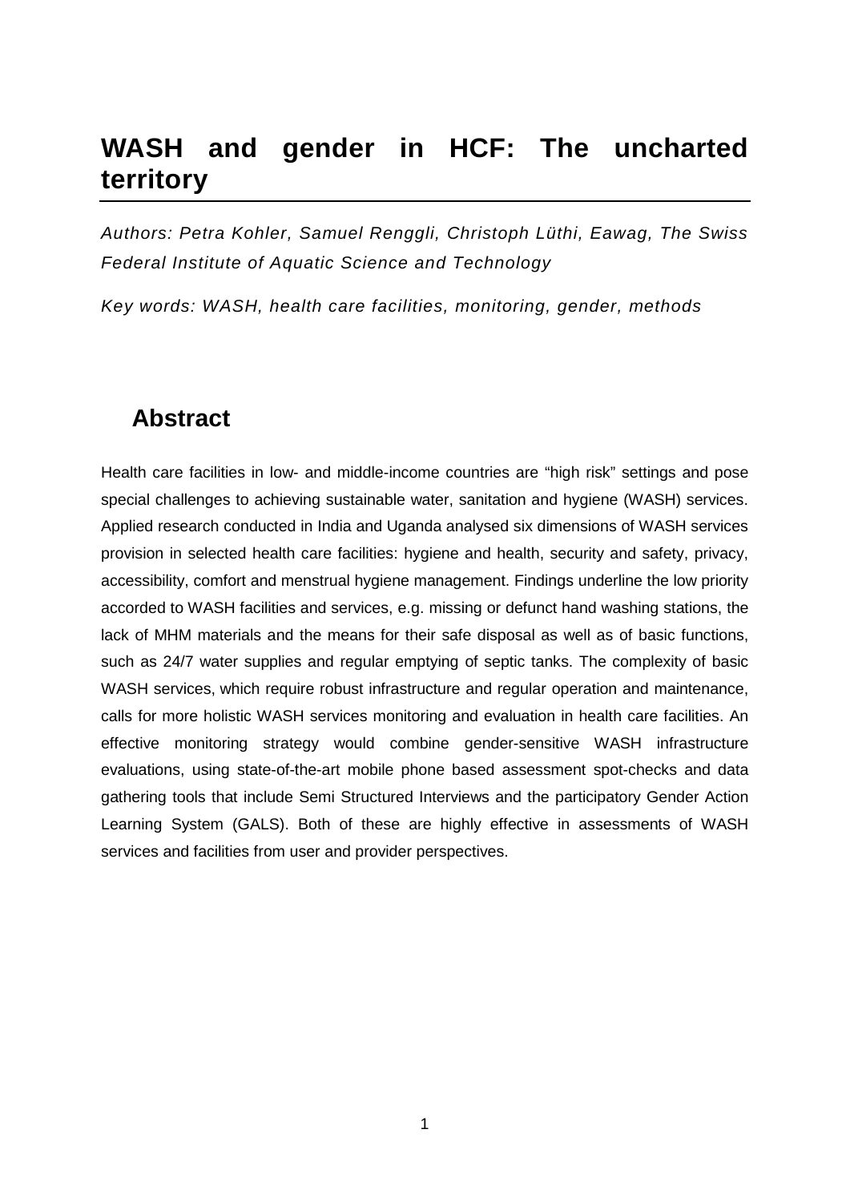# WASH and gender in HCF: The uncharted territory

*Authors: Petra Kohler, Samuel Renggli, Christoph Lüthi, Eawag, The Swiss Federal Institute of Aquatic Science and Technology*

*Key words: WASH, health care facilities, monitoring, gender, methods*

## Abstract

Health care facilities in low- and middle-income countries are “high risk” settings and pose special challenges to achieving sustainable water, sanitation and hygiene (WASH) services. Applied research conducted in India and Uganda analysed six dimensions of WASH services provision in selected health care facilities: hygiene and health, security and safety, privacy, accessibility, comfort and menstrual hygiene management. Findings underline the low priority accorded to WASH facilities and services, e.g. missing or defunct hand washing stations, the lack of MHM materials and the means for their safe disposal as well as of basic functions, such as 24/7 water supplies and regular emptying of septic tanks. The complexity of basic WASH services, which require robust infrastructure and regular operation and maintenance, calls for more holistic WASH services monitoring and evaluation in health care facilities. An effective monitoring strategy would combine gender-sensitive WASH infrastructure evaluations, using state-of-the-art mobile phone based assessment spot-checks and data gathering tools that include Semi Structured Interviews and the participatory Gender Action Learning System (GALS). Both of these are highly effective in assessments of WASH services and facilities from user and provider perspectives.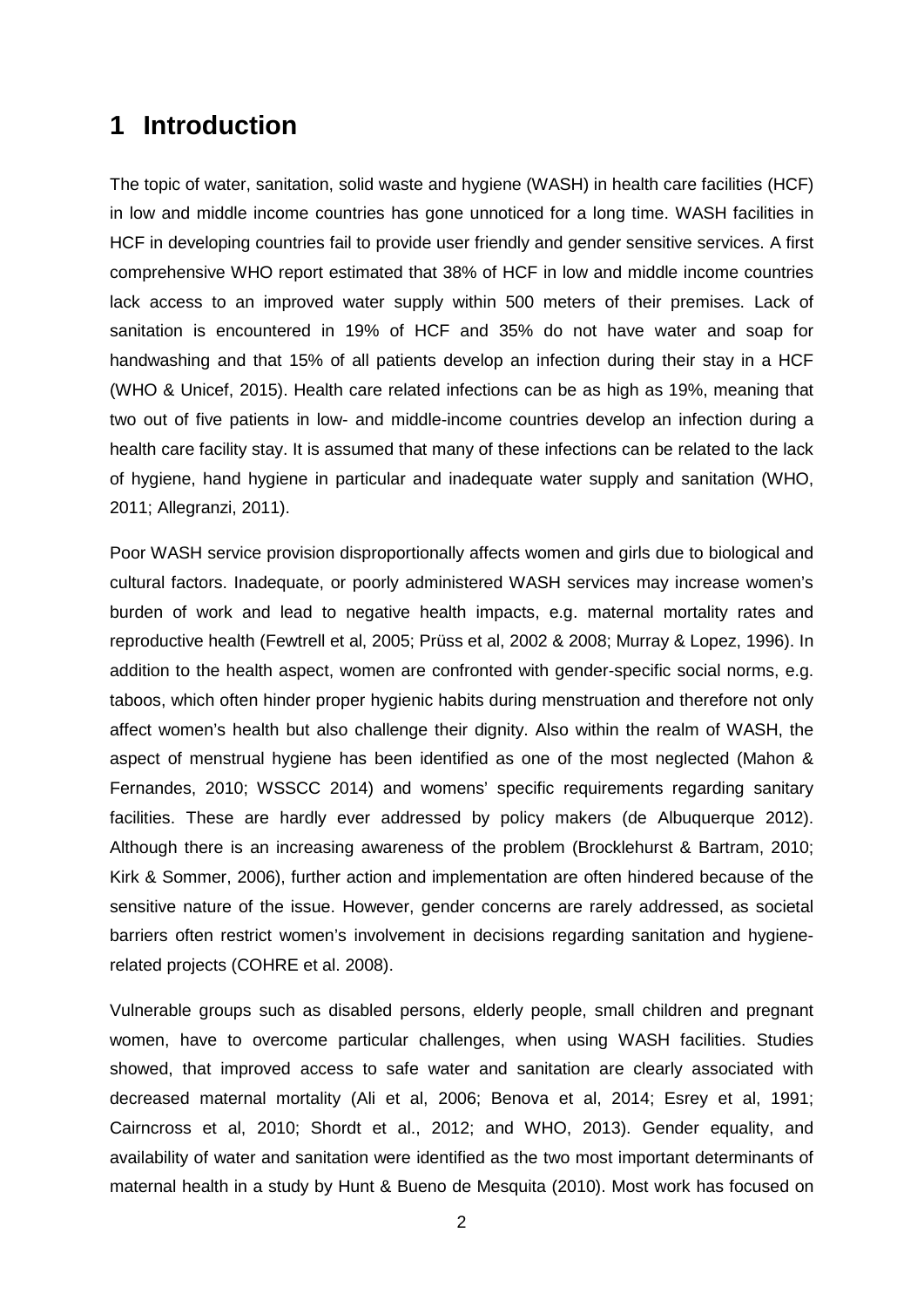# 1 Introduction

The topic of water, sanitation, solid waste and hygiene (WASH) in health care facilities (HCF) in low and middle income countries has gone unnoticed for a long time. WASH facilities in HCF in developing countries fail to provide user friendly and gender sensitive services. A first comprehensive WHO report estimated that 38% of HCF in low and middle income countries lack access to an improved water supply within 500 meters of their premises. Lack of sanitation is encountered in 19% of HCF and 35% do not have water and soap for handwashing and that 15% of all patients develop an infection during their stay in a HCF (WHO & Unicef, 2015). Health care related infections can be as high as 19%, meaning that two out of five patients in low- and middle-income countries develop an infection during a health care facility stay. It is assumed that many of these infections can be related to the lack of hygiene, hand hygiene in particular and inadequate water supply and sanitation (WHO, 2011; Allegranzi, 2011).

Poor WASH service provision disproportionally affects women and girls due to biological and cultural factors. Inadequate, or poorly administered WASH services may increase women's burden of work and lead to negative health impacts, e.g. maternal mortality rates and reproductive health (Fewtrell et al, 2005; Prüss et al, 2002 & 2008; Murray & Lopez, 1996). In addition to the health aspect, women are confronted with gender-specific social norms, e.g. taboos, which often hinder proper hygienic habits during menstruation and therefore not only affect women's health but also challenge their dignity. Also within the realm of WASH, the aspect of menstrual hygiene has been identified as one of the most neglected (Mahon & Fernandes, 2010; WSSCC 2014) and womens' specific requirements regarding sanitary facilities. These are hardly ever addressed by policy makers (de Albuquerque 2012). Although there is an increasing awareness of the problem (Brocklehurst & Bartram, 2010; Kirk & Sommer, 2006), further action and implementation are often hindered because of the sensitive nature of the issue. However, gender concerns are rarely addressed, as societal barriers often restrict women's involvement in decisions regarding sanitation and hygiene-related projects (COHRE et al. 2008).

Vulnerable groups such as disabled persons, elderly people, small children and pregnant women, have to overcome particular challenges, when using WASH facilities. Studies showed, that improved access to safe water and sanitation are clearly associated with decreased maternal mortality (Ali et al, 2006; Benova et al, 2014; Esrey et al, 1991; Cairncross et al, 2010; Shordt et al., 2012; and WHO, 2013). Gender equality, and availability of water and sanitation were identified as the two most important determinants of maternal health in a study by Hunt & Bueno de Mesquita (2010). Most work has focused on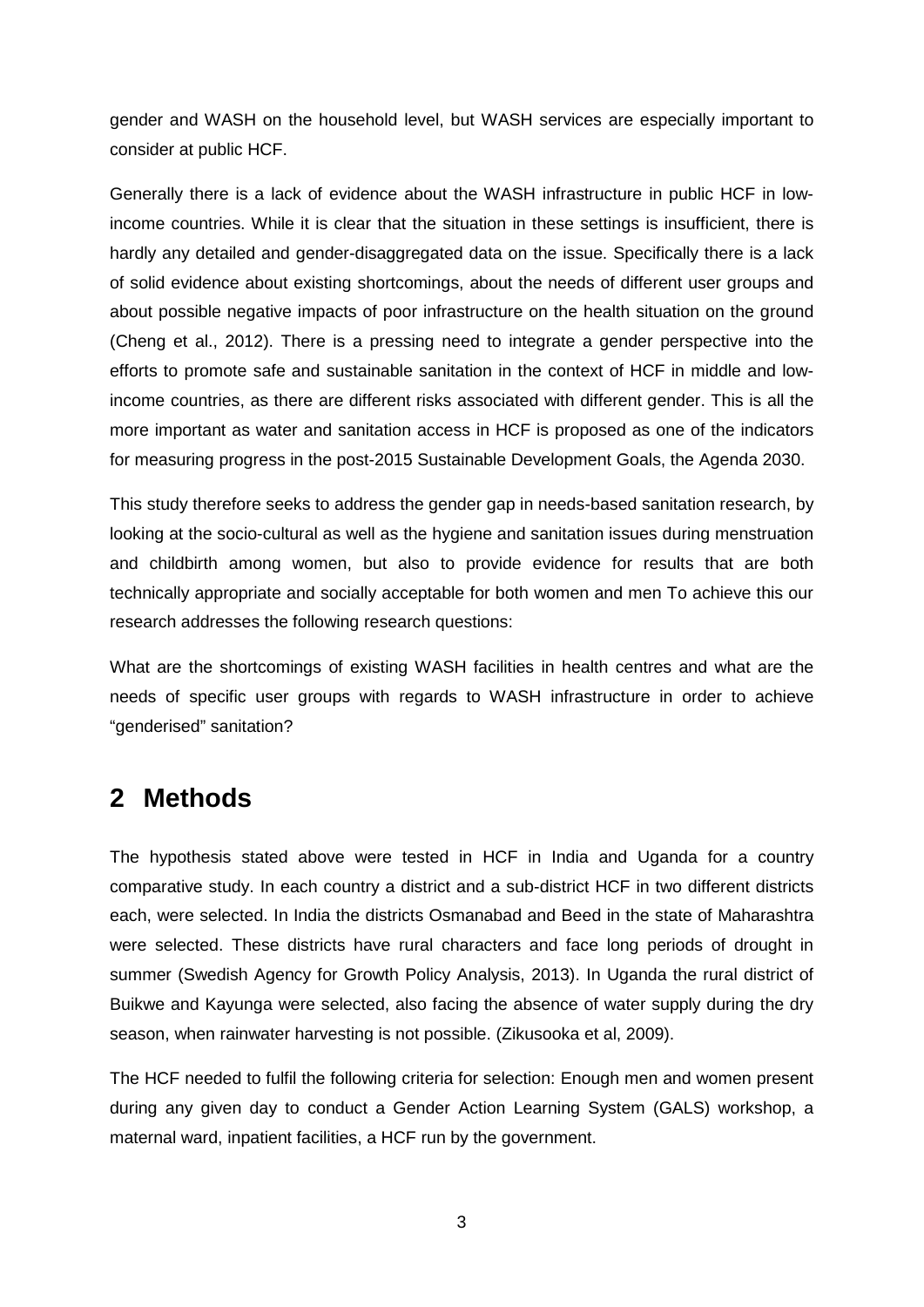gender and WASH on the household level, but WASH services are especially important to consider at public HCF.

Generally there is a lack of evidence about the WASH infrastructure in public HCF in low-income countries. While it is clear that the situation in these settings is insufficient, there is hardly any detailed and gender-disaggregated data on the issue. Specifically there is a lack of solid evidence about existing shortcomings, about the needs of different user groups and about possible negative impacts of poor infrastructure on the health situation on the ground (Cheng et al., 2012). There is a pressing need to integrate a gender perspective into the efforts to promote safe and sustainable sanitation in the context of HCF in middle and low-income countries, as there are different risks associated with different gender. This is all the more important as water and sanitation access in HCF is proposed as one of the indicators for measuring progress in the post-2015 Sustainable Development Goals, the Agenda 2030.

This study therefore seeks to address the gender gap in needs-based sanitation research, by looking at the socio-cultural as well as the hygiene and sanitation issues during menstruation and childbirth among women, but also to provide evidence for results that are both technically appropriate and socially acceptable for both women and men To achieve this our research addresses the following research questions:

What are the shortcomings of existing WASH facilities in health centres and what are the needs of specific user groups with regards to WASH infrastructure in order to achieve "genderised" sanitation?

# 2 Methods

The hypothesis stated above were tested in HCF in India and Uganda for a country comparative study. In each country a district and a sub-district HCF in two different districts each, were selected. In India the districts Osmanabad and Beed in the state of Maharashtra were selected. These districts have rural characters and face long periods of drought in summer (Swedish Agency for Growth Policy Analysis, 2013). In Uganda the rural district of Buikwe and Kayunga were selected, also facing the absence of water supply during the dry season, when rainwater harvesting is not possible. (Zikusooka et al, 2009).

The HCF needed to fulfil the following criteria for selection: Enough men and women present during any given day to conduct a Gender Action Learning System (GALS) workshop, a maternal ward, inpatient facilities, a HCF run by the government.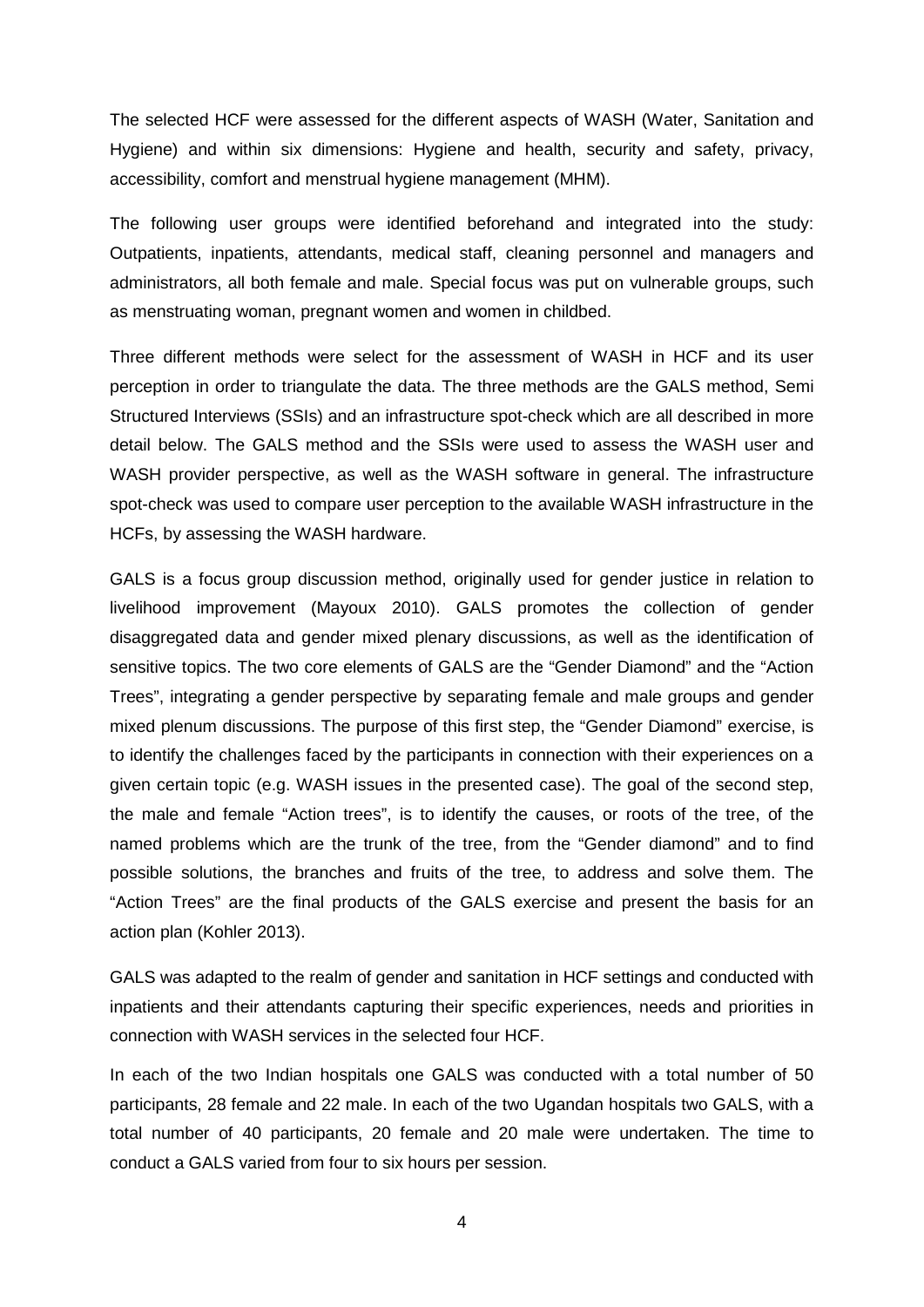The selected HCF were assessed for the different aspects of WASH (Water, Sanitation and Hygiene) and within six dimensions: Hygiene and health, security and safety, privacy, accessibility, comfort and menstrual hygiene management (MHM).

The following user groups were identified beforehand and integrated into the study: Outpatients, inpatients, attendants, medical staff, cleaning personnel and managers and administrators, all both female and male. Special focus was put on vulnerable groups, such as menstruating woman, pregnant women and women in childbed.

Three different methods were select for the assessment of WASH in HCF and its user perception in order to triangulate the data. The three methods are the GALS method, Semi Structured Interviews (SSIs) and an infrastructure spot-check which are all described in more detail below. The GALS method and the SSIs were used to assess the WASH user and WASH provider perspective, as well as the WASH software in general. The infrastructure spot-check was used to compare user perception to the available WASH infrastructure in the HCFs, by assessing the WASH hardware.

GALS is a focus group discussion method, originally used for gender justice in relation to livelihood improvement (Mayoux 2010). GALS promotes the collection of gender disaggregated data and gender mixed plenary discussions, as well as the identification of sensitive topics. The two core elements of GALS are the "Gender Diamond" and the "Action Trees", integrating a gender perspective by separating female and male groups and gender mixed plenum discussions. The purpose of this first step, the "Gender Diamond" exercise, is to identify the challenges faced by the participants in connection with their experiences on a given certain topic (e.g. WASH issues in the presented case). The goal of the second step, the male and female "Action trees", is to identify the causes, or roots of the tree, of the named problems which are the trunk of the tree, from the "Gender diamond" and to find possible solutions, the branches and fruits of the tree, to address and solve them. The "Action Trees" are the final products of the GALS exercise and present the basis for an action plan (Kohler 2013).

GALS was adapted to the realm of gender and sanitation in HCF settings and conducted with inpatients and their attendants capturing their specific experiences, needs and priorities in connection with WASH services in the selected four HCF.

In each of the two Indian hospitals one GALS was conducted with a total number of 50 participants, 28 female and 22 male. In each of the two Ugandan hospitals two GALS, with a total number of 40 participants, 20 female and 20 male were undertaken. The time to conduct a GALS varied from four to six hours per session.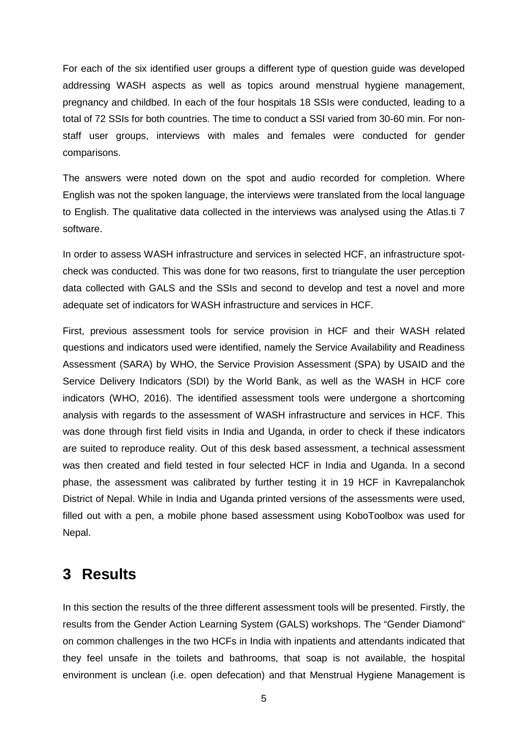For each of the six identified user groups a different type of question guide was developed addressing WASH aspects as well as topics around menstrual hygiene management, pregnancy and childbed. In each of the four hospitals 18 SSIs were conducted, leading to a total of 72 SSIs for both countries. The time to conduct a SSI varied from 30-60 min. For non-staff user groups, interviews with males and females were conducted for gender comparisons.

The answers were noted down on the spot and audio recorded for completion. Where English was not the spoken language, the interviews were translated from the local language to English. The qualitative data collected in the interviews was analysed using the Atlas.ti 7 software.

In order to assess WASH infrastructure and services in selected HCF, an infrastructure spot-check was conducted. This was done for two reasons, first to triangulate the user perception data collected with GALS and the SSIs and second to develop and test a novel and more adequate set of indicators for WASH infrastructure and services in HCF.

First, previous assessment tools for service provision in HCF and their WASH related questions and indicators used were identified, namely the Service Availability and Readiness Assessment (SARA) by WHO, the Service Provision Assessment (SPA) by USAID and the Service Delivery Indicators (SDI) by the World Bank, as well as the WASH in HCF core indicators (WHO, 2016). The identified assessment tools were undergone a shortcoming analysis with regards to the assessment of WASH infrastructure and services in HCF. This was done through first field visits in India and Uganda, in order to check if these indicators are suited to reproduce reality. Out of this desk based assessment, a technical assessment was then created and field tested in four selected HCF in India and Uganda. In a second phase, the assessment was calibrated by further testing it in 19 HCF in Kavrepalanchok District of Nepal. While in India and Uganda printed versions of the assessments were used, filled out with a pen, a mobile phone based assessment using KoboToolbox was used for Nepal.

# 3 Results

In this section the results of the three different assessment tools will be presented. Firstly, the results from the Gender Action Learning System (GALS) workshops. The "Gender Diamond" on common challenges in the two HCFs in India with inpatients and attendants indicated that they feel unsafe in the toilets and bathrooms, that soap is not available, the hospital environment is unclean (i.e. open defecation) and that Menstrual Hygiene Management is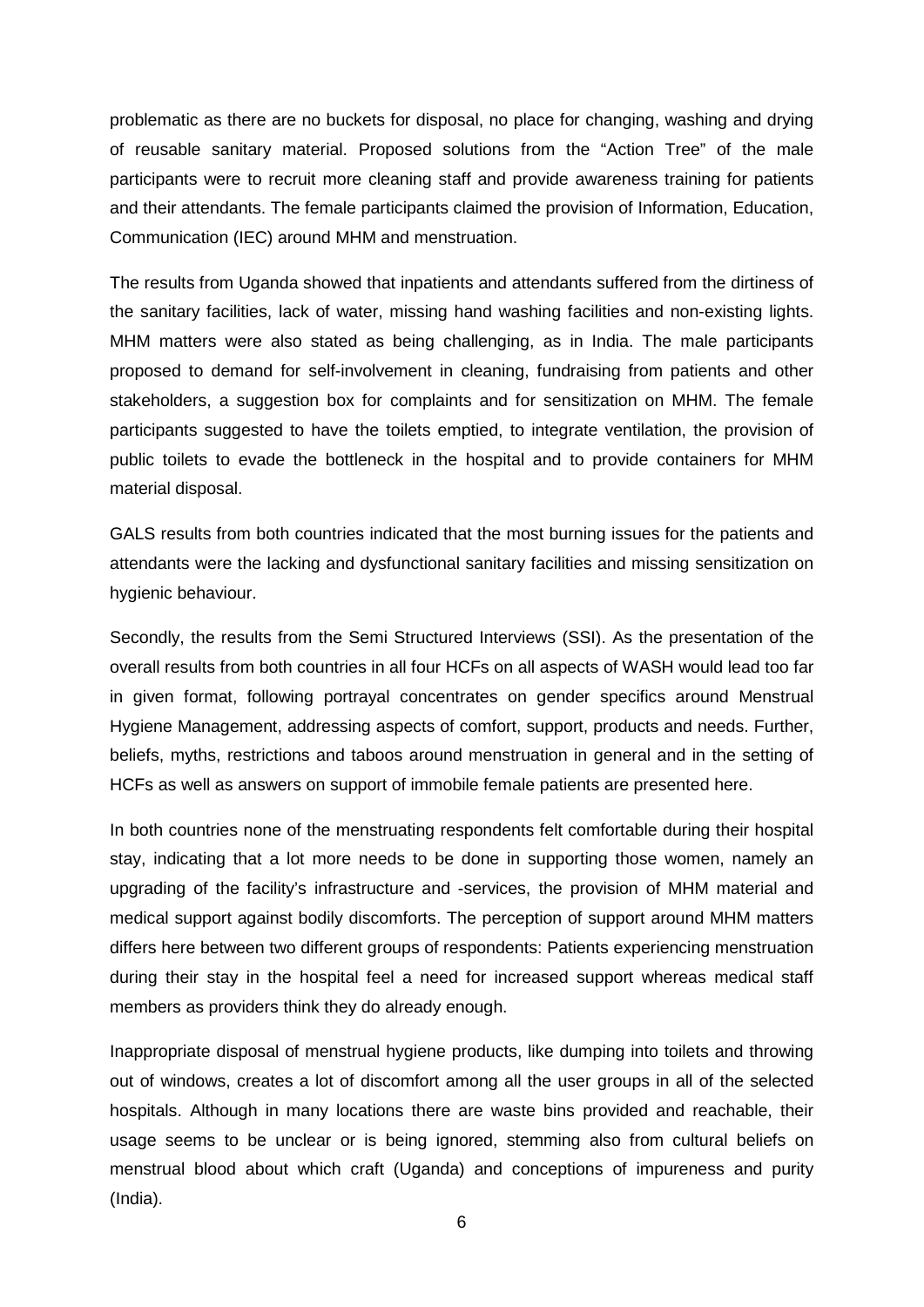problematic as there are no buckets for disposal, no place for changing, washing and drying of reusable sanitary material. Proposed solutions from the "Action Tree" of the male participants were to recruit more cleaning staff and provide awareness training for patients and their attendants. The female participants claimed the provision of Information, Education, Communication (IEC) around MHM and menstruation.

The results from Uganda showed that inpatients and attendants suffered from the dirtiness of the sanitary facilities, lack of water, missing hand washing facilities and non-existing lights. MHM matters were also stated as being challenging, as in India. The male participants proposed to demand for self-involvement in cleaning, fundraising from patients and other stakeholders, a suggestion box for complaints and for sensitization on MHM. The female participants suggested to have the toilets emptied, to integrate ventilation, the provision of public toilets to evade the bottleneck in the hospital and to provide containers for MHM material disposal.

GALS results from both countries indicated that the most burning issues for the patients and attendants were the lacking and dysfunctional sanitary facilities and missing sensitization on hygienic behaviour.

Secondly, the results from the Semi Structured Interviews (SSI). As the presentation of the overall results from both countries in all four HCFs on all aspects of WASH would lead too far in given format, following portrayal concentrates on gender specifics around Menstrual Hygiene Management, addressing aspects of comfort, support, products and needs. Further, beliefs, myths, restrictions and taboos around menstruation in general and in the setting of HCFs as well as answers on support of immobile female patients are presented here.

In both countries none of the menstruating respondents felt comfortable during their hospital stay, indicating that a lot more needs to be done in supporting those women, namely an upgrading of the facility's infrastructure and -services, the provision of MHM material and medical support against bodily discomforts. The perception of support around MHM matters differs here between two different groups of respondents: Patients experiencing menstruation during their stay in the hospital feel a need for increased support whereas medical staff members as providers think they do already enough.

Inappropriate disposal of menstrual hygiene products, like dumping into toilets and throwing out of windows, creates a lot of discomfort among all the user groups in all of the selected hospitals. Although in many locations there are waste bins provided and reachable, their usage seems to be unclear or is being ignored, stemming also from cultural beliefs on menstrual blood about which craft (Uganda) and conceptions of impureness and purity (India).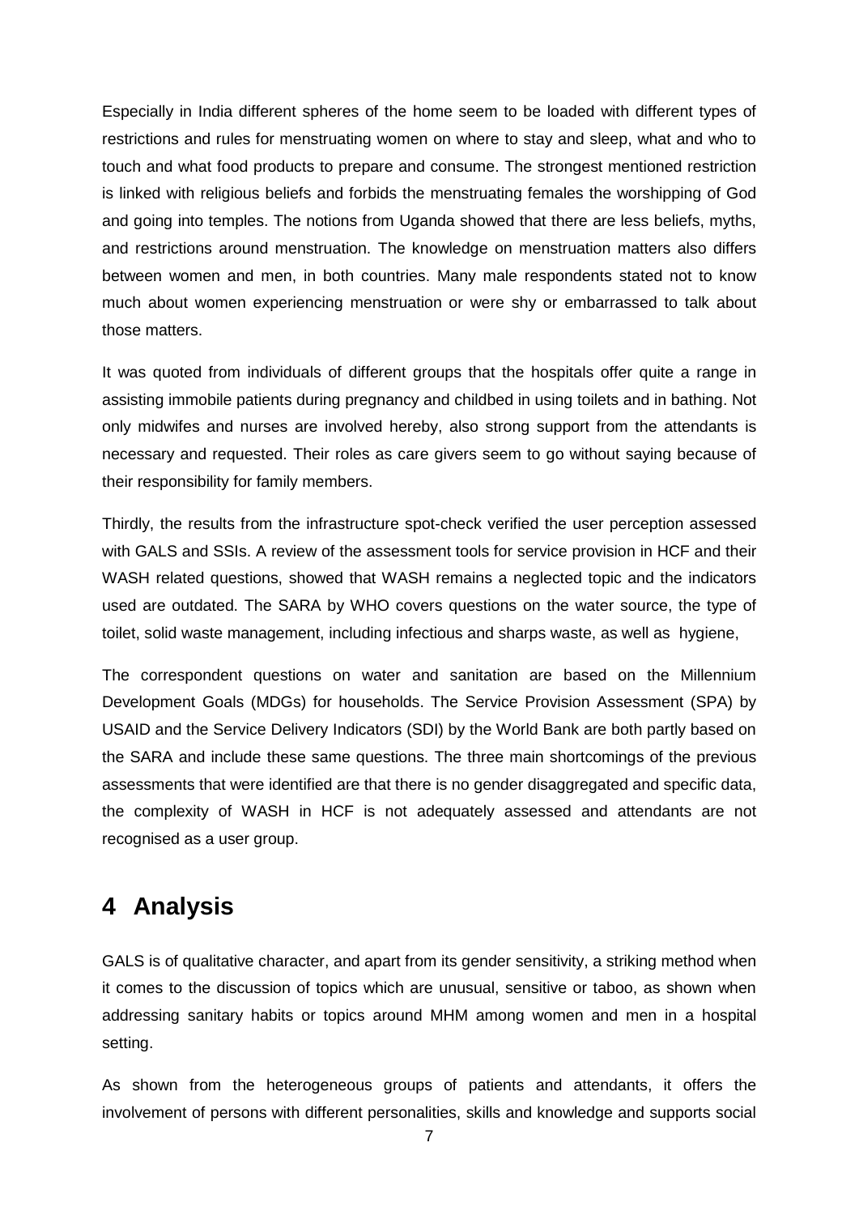Especially in India different spheres of the home seem to be loaded with different types of restrictions and rules for menstruating women on where to stay and sleep, what and who to touch and what food products to prepare and consume. The strongest mentioned restriction is linked with religious beliefs and forbids the menstruating females the worshipping of God and going into temples. The notions from Uganda showed that there are less beliefs, myths, and restrictions around menstruation. The knowledge on menstruation matters also differs between women and men, in both countries. Many male respondents stated not to know much about women experiencing menstruation or were shy or embarrassed to talk about those matters.

It was quoted from individuals of different groups that the hospitals offer quite a range in assisting immobile patients during pregnancy and childbed in using toilets and in bathing. Not only midwifes and nurses are involved hereby, also strong support from the attendants is necessary and requested. Their roles as care givers seem to go without saying because of their responsibility for family members.

Thirdly, the results from the infrastructure spot-check verified the user perception assessed with GALS and SSIs. A review of the assessment tools for service provision in HCF and their WASH related questions, showed that WASH remains a neglected topic and the indicators used are outdated. The SARA by WHO covers questions on the water source, the type of toilet, solid waste management, including infectious and sharps waste, as well as hygiene,

The correspondent questions on water and sanitation are based on the Millennium Development Goals (MDGs) for households. The Service Provision Assessment (SPA) by USAID and the Service Delivery Indicators (SDI) by the World Bank are both partly based on the SARA and include these same questions. The three main shortcomings of the previous assessments that were identified are that there is no gender disaggregated and specific data, the complexity of WASH in HCF is not adequately assessed and attendants are not recognised as a user group.

# 4 Analysis

GALS is of qualitative character, and apart from its gender sensitivity, a striking method when it comes to the discussion of topics which are unusual, sensitive or taboo, as shown when addressing sanitary habits or topics around MHM among women and men in a hospital setting.

As shown from the heterogeneous groups of patients and attendants, it offers the involvement of persons with different personalities, skills and knowledge and supports social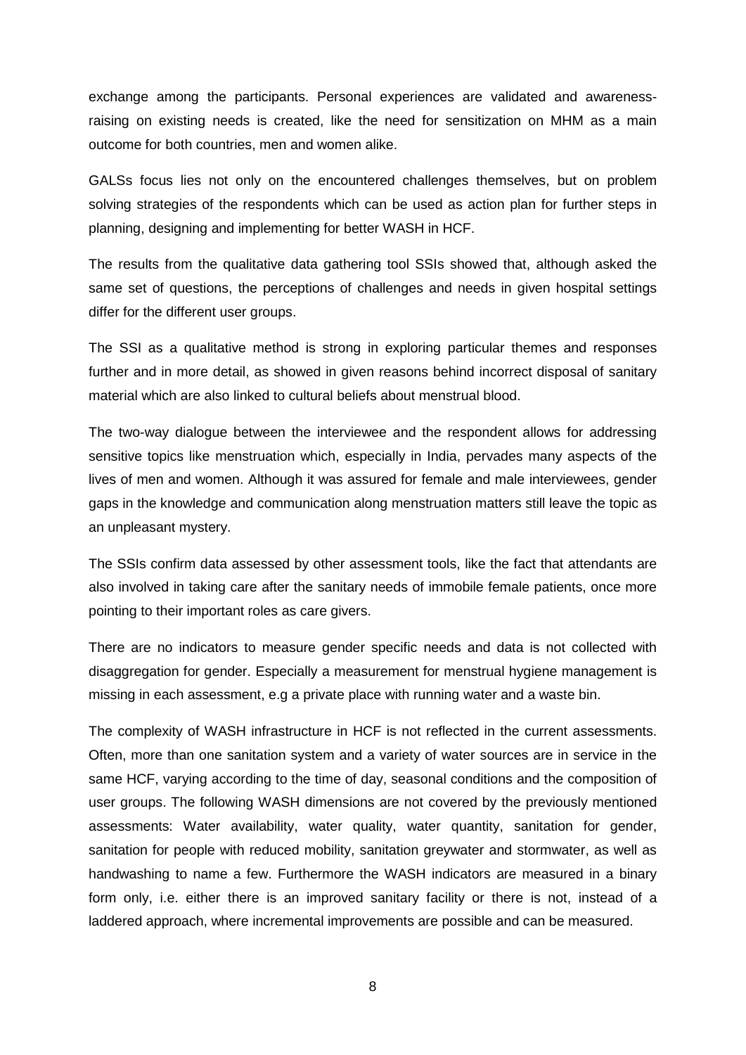exchange among the participants. Personal experiences are validated and awareness-raising on existing needs is created, like the need for sensitization on MHM as a main outcome for both countries, men and women alike.

GALSs focus lies not only on the encountered challenges themselves, but on problem solving strategies of the respondents which can be used as action plan for further steps in planning, designing and implementing for better WASH in HCF.

The results from the qualitative data gathering tool SSIs showed that, although asked the same set of questions, the perceptions of challenges and needs in given hospital settings differ for the different user groups.

The SSI as a qualitative method is strong in exploring particular themes and responses further and in more detail, as showed in given reasons behind incorrect disposal of sanitary material which are also linked to cultural beliefs about menstrual blood.

The two-way dialogue between the interviewee and the respondent allows for addressing sensitive topics like menstruation which, especially in India, pervades many aspects of the lives of men and women. Although it was assured for female and male interviewees, gender gaps in the knowledge and communication along menstruation matters still leave the topic as an unpleasant mystery.

The SSIs confirm data assessed by other assessment tools, like the fact that attendants are also involved in taking care after the sanitary needs of immobile female patients, once more pointing to their important roles as care givers.

There are no indicators to measure gender specific needs and data is not collected with disaggregation for gender. Especially a measurement for menstrual hygiene management is missing in each assessment, e.g a private place with running water and a waste bin.

The complexity of WASH infrastructure in HCF is not reflected in the current assessments. Often, more than one sanitation system and a variety of water sources are in service in the same HCF, varying according to the time of day, seasonal conditions and the composition of user groups. The following WASH dimensions are not covered by the previously mentioned assessments: Water availability, water quality, water quantity, sanitation for gender, sanitation for people with reduced mobility, sanitation greywater and stormwater, as well as handwashing to name a few. Furthermore the WASH indicators are measured in a binary form only, i.e. either there is an improved sanitary facility or there is not, instead of a laddered approach, where incremental improvements are possible and can be measured.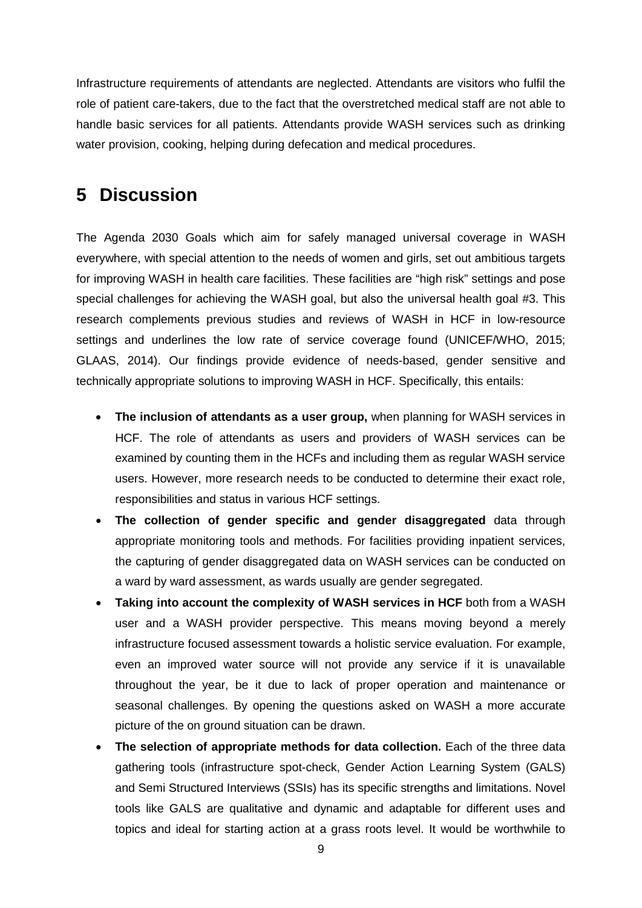Infrastructure requirements of attendants are neglected. Attendants are visitors who fulfil the role of patient care-takers, due to the fact that the overstretched medical staff are not able to handle basic services for all patients. Attendants provide WASH services such as drinking water provision, cooking, helping during defecation and medical procedures.

# 5 Discussion

The Agenda 2030 Goals which aim for safely managed universal coverage in WASH everywhere, with special attention to the needs of women and girls, set out ambitious targets for improving WASH in health care facilities. These facilities are "high risk" settings and pose special challenges for achieving the WASH goal, but also the universal health goal #3. This research complements previous studies and reviews of WASH in HCF in low-resource settings and underlines the low rate of service coverage found (UNICEF/WHO, 2015; GLAAS, 2014). Our findings provide evidence of needs-based, gender sensitive and technically appropriate solutions to improving WASH in HCF. Specifically, this entails:

- **The inclusion of attendants as a user group,** when planning for WASH services in HCF. The role of attendants as users and providers of WASH services can be examined by counting them in the HCFs and including them as regular WASH service users. However, more research needs to be conducted to determine their exact role, responsibilities and status in various HCF settings.
- **The collection of gender specific and gender disaggregated** data through appropriate monitoring tools and methods. For facilities providing inpatient services, the capturing of gender disaggregated data on WASH services can be conducted on a ward by ward assessment, as wards usually are gender segregated.
- **Taking into account the complexity of WASH services in HCF** both from a WASH user and a WASH provider perspective. This means moving beyond a merely infrastructure focused assessment towards a holistic service evaluation. For example, even an improved water source will not provide any service if it is unavailable throughout the year, be it due to lack of proper operation and maintenance or seasonal challenges. By opening the questions asked on WASH a more accurate picture of the on ground situation can be drawn.
- **The selection of appropriate methods for data collection.** Each of the three data gathering tools (infrastructure spot-check, Gender Action Learning System (GALS) and Semi Structured Interviews (SSIs) has its specific strengths and limitations. Novel tools like GALS are qualitative and dynamic and adaptable for different uses and topics and ideal for starting action at a grass roots level. It would be worthwhile to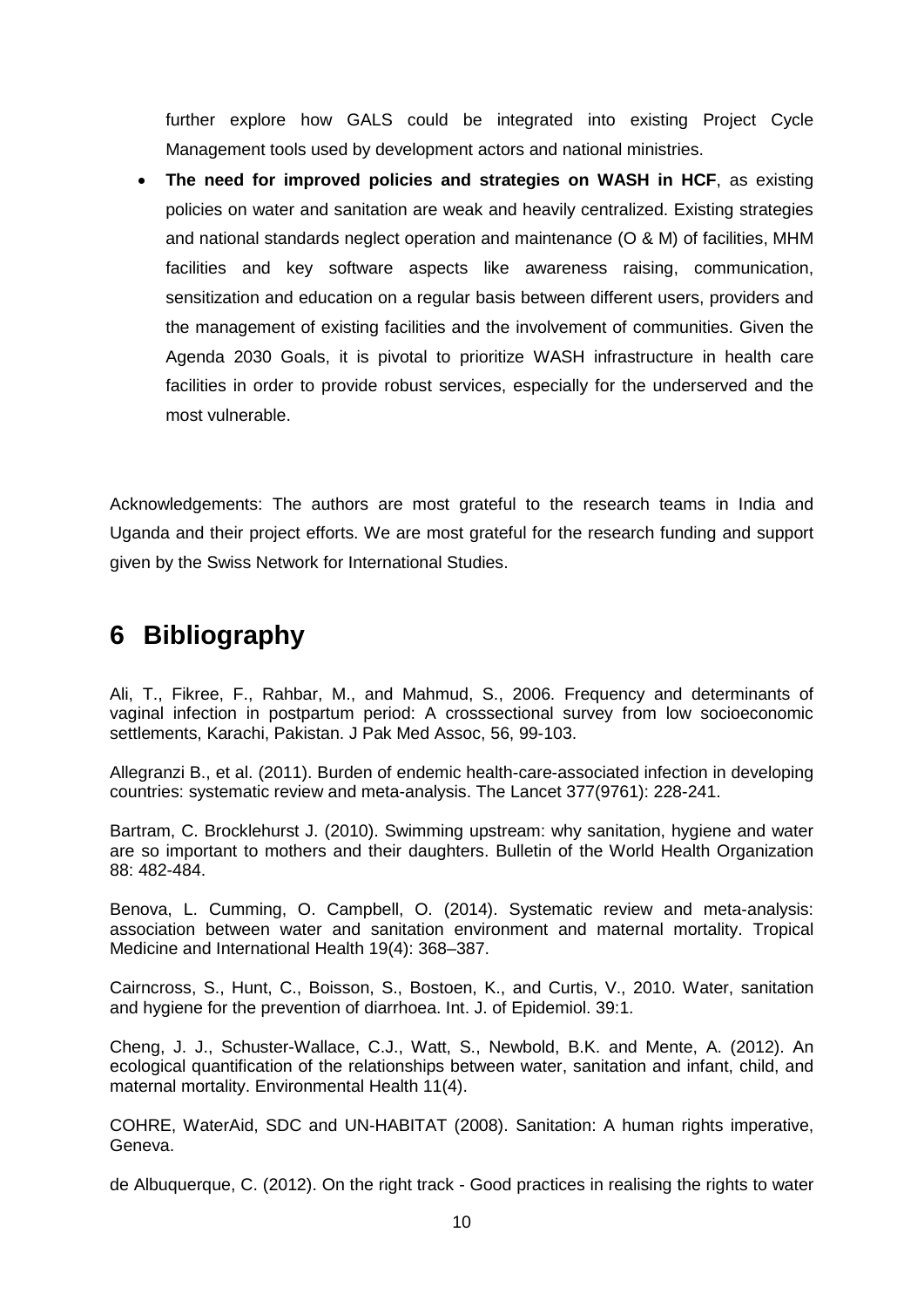further explore how GALS could be integrated into existing Project Cycle Management tools used by development actors and national ministries.

- **The need for improved policies and strategies on WASH in HCF**, as existing policies on water and sanitation are weak and heavily centralized. Existing strategies and national standards neglect operation and maintenance (O & M) of facilities, MHM facilities and key software aspects like awareness raising, communication, sensitization and education on a regular basis between different users, providers and the management of existing facilities and the involvement of communities. Given the Agenda 2030 Goals, it is pivotal to prioritize WASH infrastructure in health care facilities in order to provide robust services, especially for the underserved and the most vulnerable.

Acknowledgements: The authors are most grateful to the research teams in India and Uganda and their project efforts. We are most grateful for the research funding and support given by the Swiss Network for International Studies.

# 6 Bibliography

Ali, T., Fikree, F., Rahbar, M., and Mahmud, S., 2006. Frequency and determinants of vaginal infection in postpartum period: A crosssectional survey from low socioeconomic settlements, Karachi, Pakistan. J Pak Med Assoc, 56, 99-103.

Allegranzi B., et al. (2011). Burden of endemic health-care-associated infection in developing countries: systematic review and meta-analysis. The Lancet 377(9761): 228-241.

Bartram, C. Brocklehurst J. (2010). Swimming upstream: why sanitation, hygiene and water are so important to mothers and their daughters. Bulletin of the World Health Organization 88: 482-484.

Benova, L. Cumming, O. Campbell, O. (2014). Systematic review and meta-analysis: association between water and sanitation environment and maternal mortality. Tropical Medicine and International Health 19(4): 368–387.

Cairncross, S., Hunt, C., Boisson, S., Bostoen, K., and Curtis, V., 2010. Water, sanitation and hygiene for the prevention of diarrhoea. Int. J. of Epidemiol. 39:1.

Cheng, J. J., Schuster-Wallace, C.J., Watt, S., Newbold, B.K. and Mente, A. (2012). An ecological quantification of the relationships between water, sanitation and infant, child, and maternal mortality. Environmental Health 11(4).

COHRE, WaterAid, SDC and UN-HABITAT (2008). Sanitation: A human rights imperative, Geneva.

de Albuquerque, C. (2012). On the right track - Good practices in realising the rights to water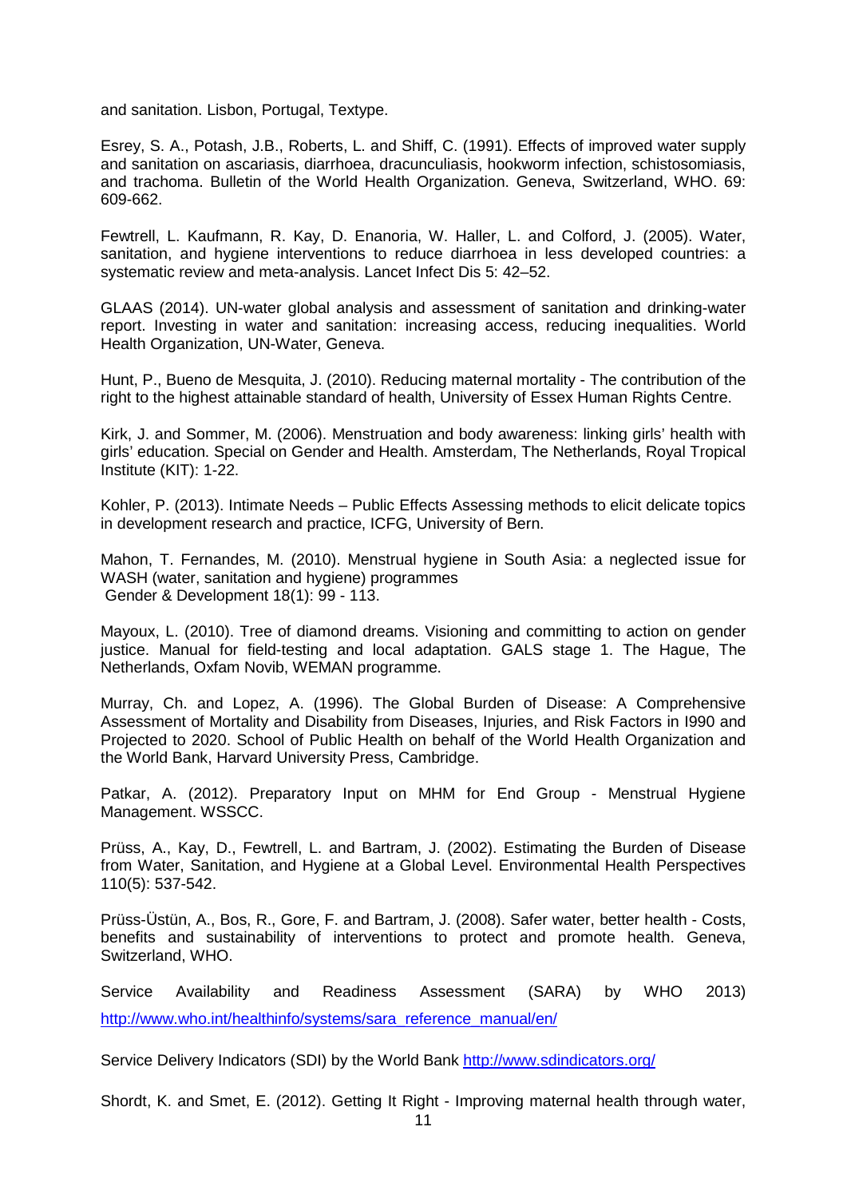and sanitation. Lisbon, Portugal, Textype.

Esrey, S. A., Potash, J.B., Roberts, L. and Shiff, C. (1991). Effects of improved water supply and sanitation on ascariasis, diarrhoea, dracunculiasis, hookworm infection, schistosomiasis, and trachoma. Bulletin of the World Health Organization. Geneva, Switzerland, WHO. 69: 609-662.

Fewtrell, L. Kaufmann, R. Kay, D. Enanoria, W. Haller, L. and Colford, J. (2005). Water, sanitation, and hygiene interventions to reduce diarrhoea in less developed countries: a systematic review and meta-analysis. Lancet Infect Dis 5: 42–52.

GLAAS (2014). UN-water global analysis and assessment of sanitation and drinking-water report. Investing in water and sanitation: increasing access, reducing inequalities. World Health Organization, UN-Water, Geneva.

Hunt, P., Bueno de Mesquita, J. (2010). Reducing maternal mortality - The contribution of the right to the highest attainable standard of health, University of Essex Human Rights Centre.

Kirk, J. and Sommer, M. (2006). Menstruation and body awareness: linking girls' health with girls' education. Special on Gender and Health. Amsterdam, The Netherlands, Royal Tropical Institute (KIT): 1-22.

Kohler, P. (2013). Intimate Needs – Public Effects Assessing methods to elicit delicate topics in development research and practice, ICFG, University of Bern.

Mahon, T. Fernandes, M. (2010). Menstrual hygiene in South Asia: a neglected issue for WASH (water, sanitation and hygiene) programmes
Gender & Development 18(1): 99 - 113.

Mayoux, L. (2010). Tree of diamond dreams. Visioning and committing to action on gender justice. Manual for field-testing and local adaptation. GALS stage 1. The Hague, The Netherlands, Oxfam Novib, WEMAN programme.

Murray, Ch. and Lopez, A. (1996). The Global Burden of Disease: A Comprehensive Assessment of Mortality and Disability from Diseases, Injuries, and Risk Factors in I990 and Projected to 2020. School of Public Health on behalf of the World Health Organization and the World Bank, Harvard University Press, Cambridge.

Patkar, A. (2012). Preparatory Input on MHM for End Group - Menstrual Hygiene Management. WSSCC.

Prüss, A., Kay, D., Fewtrell, L. and Bartram, J. (2002). Estimating the Burden of Disease from Water, Sanitation, and Hygiene at a Global Level. Environmental Health Perspectives 110(5): 537-542.

Prüss-Üstün, A., Bos, R., Gore, F. and Bartram, J. (2008). Safer water, better health - Costs, benefits and sustainability of interventions to protect and promote health. Geneva, Switzerland, WHO.

Service Availability and Readiness Assessment (SARA) by WHO 2013) http://www.who.int/healthinfo/systems/sara_reference_manual/en/

Service Delivery Indicators (SDI) by the World Bank http://www.sdindicators.org/

Shordt, K. and Smet, E. (2012). Getting It Right - Improving maternal health through water,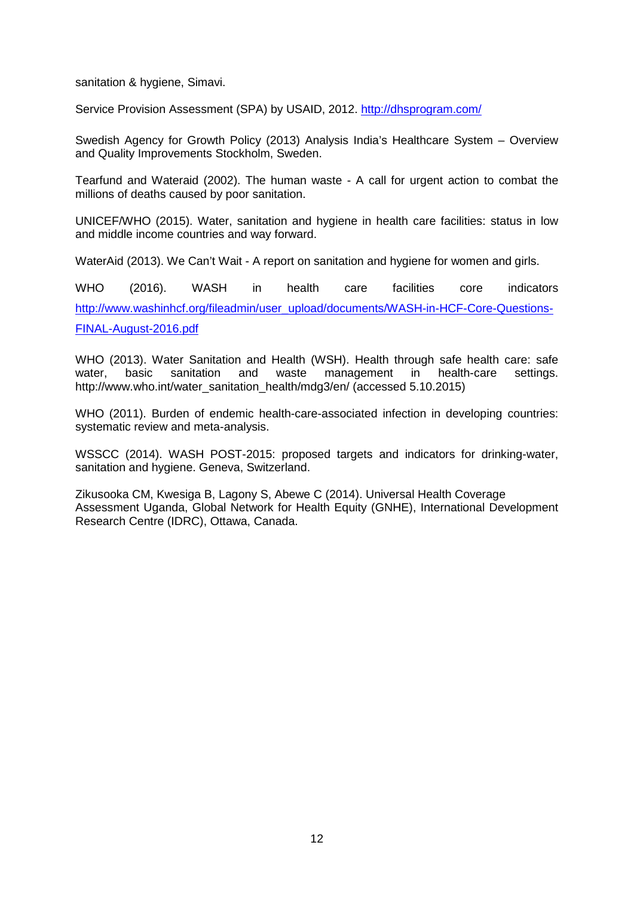sanitation & hygiene, Simavi.

Service Provision Assessment (SPA) by USAID, 2012. http://dhsprogram.com/

Swedish Agency for Growth Policy (2013) Analysis India's Healthcare System – Overview and Quality Improvements Stockholm, Sweden.

Tearfund and Wateraid (2002). The human waste - A call for urgent action to combat the millions of deaths caused by poor sanitation.

UNICEF/WHO (2015). Water, sanitation and hygiene in health care facilities: status in low and middle income countries and way forward.

WaterAid (2013). We Can't Wait - A report on sanitation and hygiene for women and girls.

WHO (2016). WASH in health care facilities core indicators http://www.washinhcf.org/fileadmin/user_upload/documents/WASH-in-HCF-Core-Questions-FINAL-August-2016.pdf

WHO (2013). Water Sanitation and Health (WSH). Health through safe health care: safe water, basic sanitation and waste management in health-care settings. http://www.who.int/water_sanitation_health/mdg3/en/ (accessed 5.10.2015)

WHO (2011). Burden of endemic health-care-associated infection in developing countries: systematic review and meta-analysis.

WSSCC (2014). WASH POST-2015: proposed targets and indicators for drinking-water, sanitation and hygiene. Geneva, Switzerland.

Zikusooka CM, Kwesiga B, Lagony S, Abewe C (2014). Universal Health Coverage Assessment Uganda, Global Network for Health Equity (GNHE), International Development Research Centre (IDRC), Ottawa, Canada.